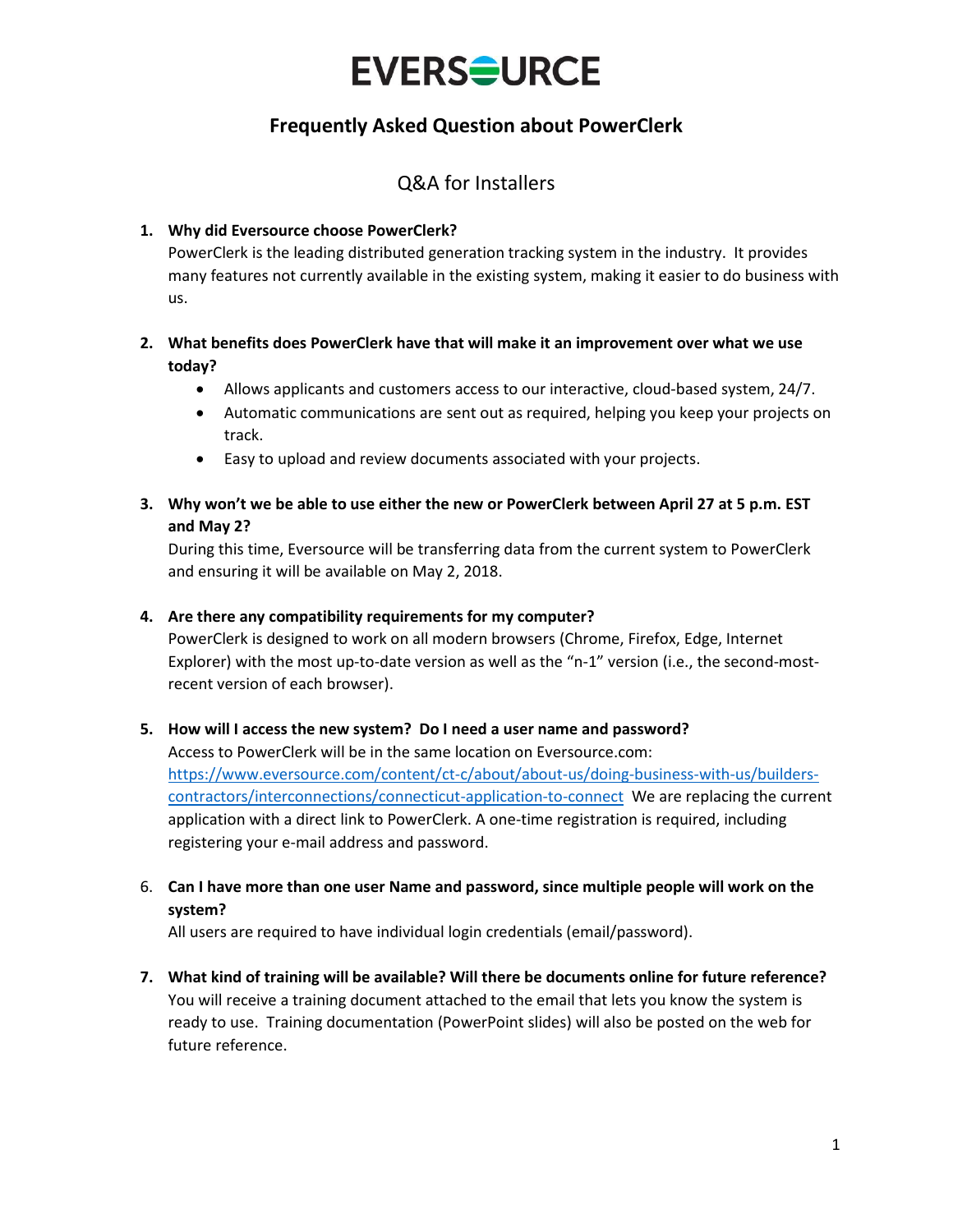# EVERSOURCE

## Frequently Asked Question about PowerClerk

### Q&A for Installers

1. **Why did Eversource choose PowerClerk?**
   PowerClerk is the leading distributed generation tracking system in the industry. It provides many features not currently available in the existing system, making it easier to do business with us.

2. **What benefits does PowerClerk have that will make it an improvement over what we use today?**
   - Allows applicants and customers access to our interactive, cloud-based system, 24/7.
   - Automatic communications are sent out as required, helping you keep your projects on track.
   - Easy to upload and review documents associated with your projects.

3. **Why won't we be able to use either the new or PowerClerk between April 27 at 5 p.m. EST and May 2?**
   During this time, Eversource will be transferring data from the current system to PowerClerk and ensuring it will be available on May 2, 2018.

4. **Are there any compatibility requirements for my computer?**
   PowerClerk is designed to work on all modern browsers (Chrome, Firefox, Edge, Internet Explorer) with the most up-to-date version as well as the "n-1" version (i.e., the second-most-recent version of each browser).

5. **How will I access the new system? Do I need a user name and password?**
   Access to PowerClerk will be in the same location on Eversource.com: [https://www.eversource.com/content/ct-c/about/about-us/doing-business-with-us/builders-contractors/interconnections/connecticut-application-to-connect](https://www.eversource.com/content/ct-c/about/about-us/doing-business-with-us/builders-contractors/interconnections/connecticut-application-to-connect) We are replacing the current application with a direct link to PowerClerk. A one-time registration is required, including registering your e-mail address and password.

6. **Can I have more than one user Name and password, since multiple people will work on the system?**
   All users are required to have individual login credentials (email/password).

7. **What kind of training will be available? Will there be documents online for future reference?**
   You will receive a training document attached to the email that lets you know the system is ready to use. Training documentation (PowerPoint slides) will also be posted on the web for future reference.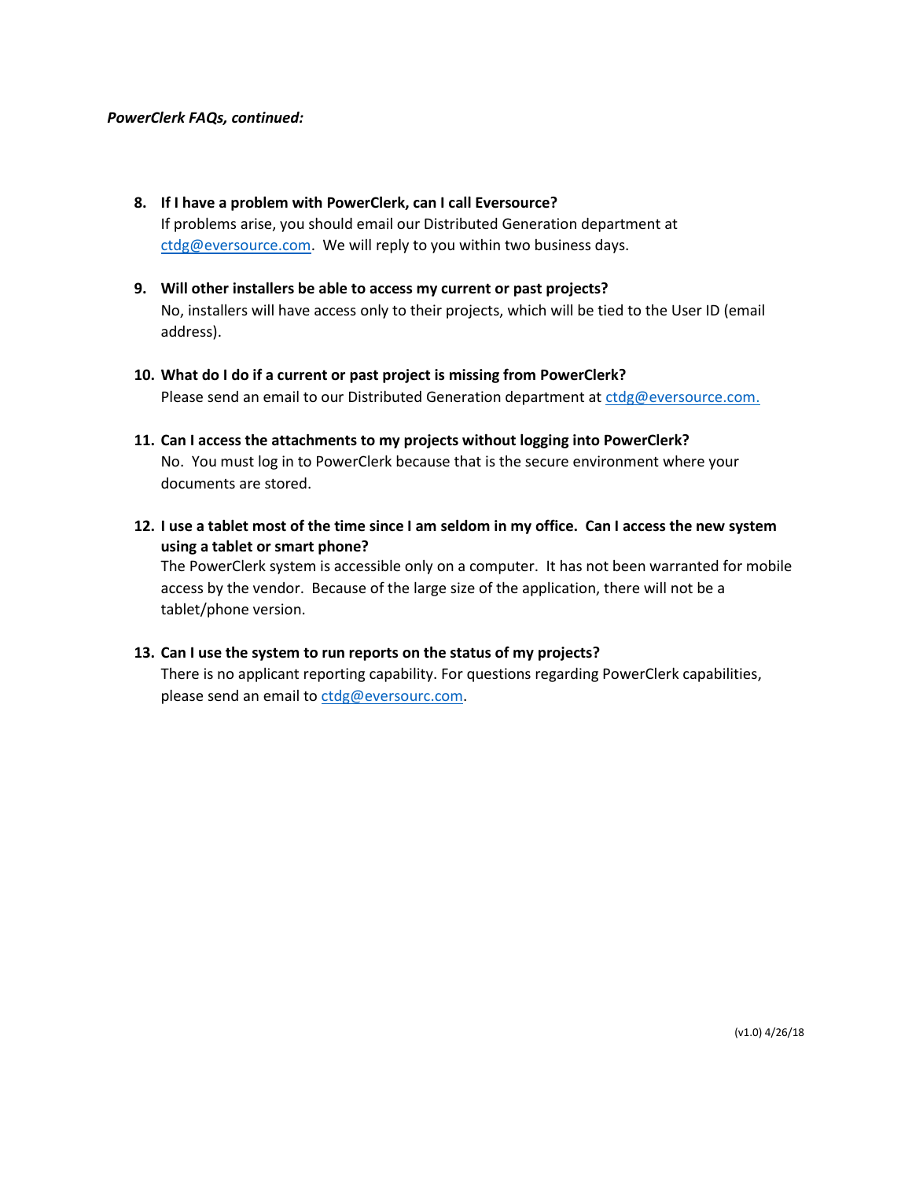***PowerClerk FAQs, continued:***

8. **If I have a problem with PowerClerk, can I call Eversource?**
   If problems arise, you should email our Distributed Generation department at ctdg@eversource.com. We will reply to you within two business days.

9. **Will other installers be able to access my current or past projects?**
   No, installers will have access only to their projects, which will be tied to the User ID (email address).

10. **What do I do if a current or past project is missing from PowerClerk?**
    Please send an email to our Distributed Generation department at ctdg@eversource.com.

11. **Can I access the attachments to my projects without logging into PowerClerk?**
    No. You must log in to PowerClerk because that is the secure environment where your documents are stored.

12. **I use a tablet most of the time since I am seldom in my office. Can I access the new system using a tablet or smart phone?**
    The PowerClerk system is accessible only on a computer. It has not been warranted for mobile access by the vendor. Because of the large size of the application, there will not be a tablet/phone version.

13. **Can I use the system to run reports on the status of my projects?**
    There is no applicant reporting capability. For questions regarding PowerClerk capabilities, please send an email to ctdg@eversourc.com.

(v1.0) 4/26/18